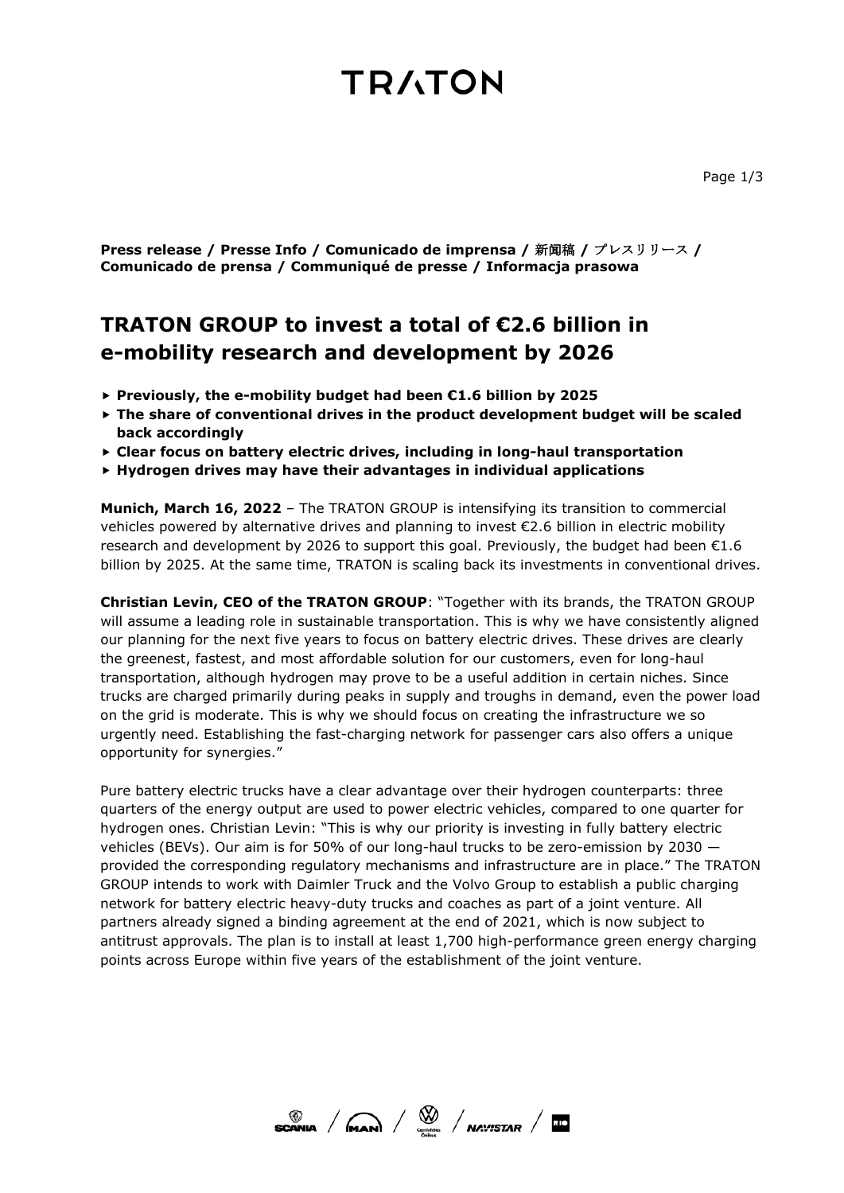TRATON

**Press release / Presse Info / Comunicado de imprensa / 新闻稿 / プレスリリース / Comunicado de prensa / Communiqué de presse / Informacja prasowa**

# TRATON GROUP to invest a total of €2.6 billion in e-mobility research and development by 2026

- **Previously, the e-mobility budget had been €1.6 billion by 2025**
- **The share of conventional drives in the product development budget will be scaled back accordingly**
- **Clear focus on battery electric drives, including in long-haul transportation**
- **Hydrogen drives may have their advantages in individual applications**

**Munich, March 16, 2022** – The TRATON GROUP is intensifying its transition to commercial vehicles powered by alternative drives and planning to invest €2.6 billion in electric mobility research and development by 2026 to support this goal. Previously, the budget had been €1.6 billion by 2025. At the same time, TRATON is scaling back its investments in conventional drives.

**Christian Levin, CEO of the TRATON GROUP**: "Together with its brands, the TRATON GROUP will assume a leading role in sustainable transportation. This is why we have consistently aligned our planning for the next five years to focus on battery electric drives. These drives are clearly the greenest, fastest, and most affordable solution for our customers, even for long-haul transportation, although hydrogen may prove to be a useful addition in certain niches. Since trucks are charged primarily during peaks in supply and troughs in demand, even the power load on the grid is moderate. This is why we should focus on creating the infrastructure we so urgently need. Establishing the fast-charging network for passenger cars also offers a unique opportunity for synergies."

Pure battery electric trucks have a clear advantage over their hydrogen counterparts: three quarters of the energy output are used to power electric vehicles, compared to one quarter for hydrogen ones. Christian Levin: "This is why our priority is investing in fully battery electric vehicles (BEVs). Our aim is for 50% of our long-haul trucks to be zero-emission by 2030 — provided the corresponding regulatory mechanisms and infrastructure are in place." The TRATON GROUP intends to work with Daimler Truck and the Volvo Group to establish a public charging network for battery electric heavy-duty trucks and coaches as part of a joint venture. All partners already signed a binding agreement at the end of 2021, which is now subject to antitrust approvals. The plan is to install at least 1,700 high-performance green energy charging points across Europe within five years of the establishment of the joint venture.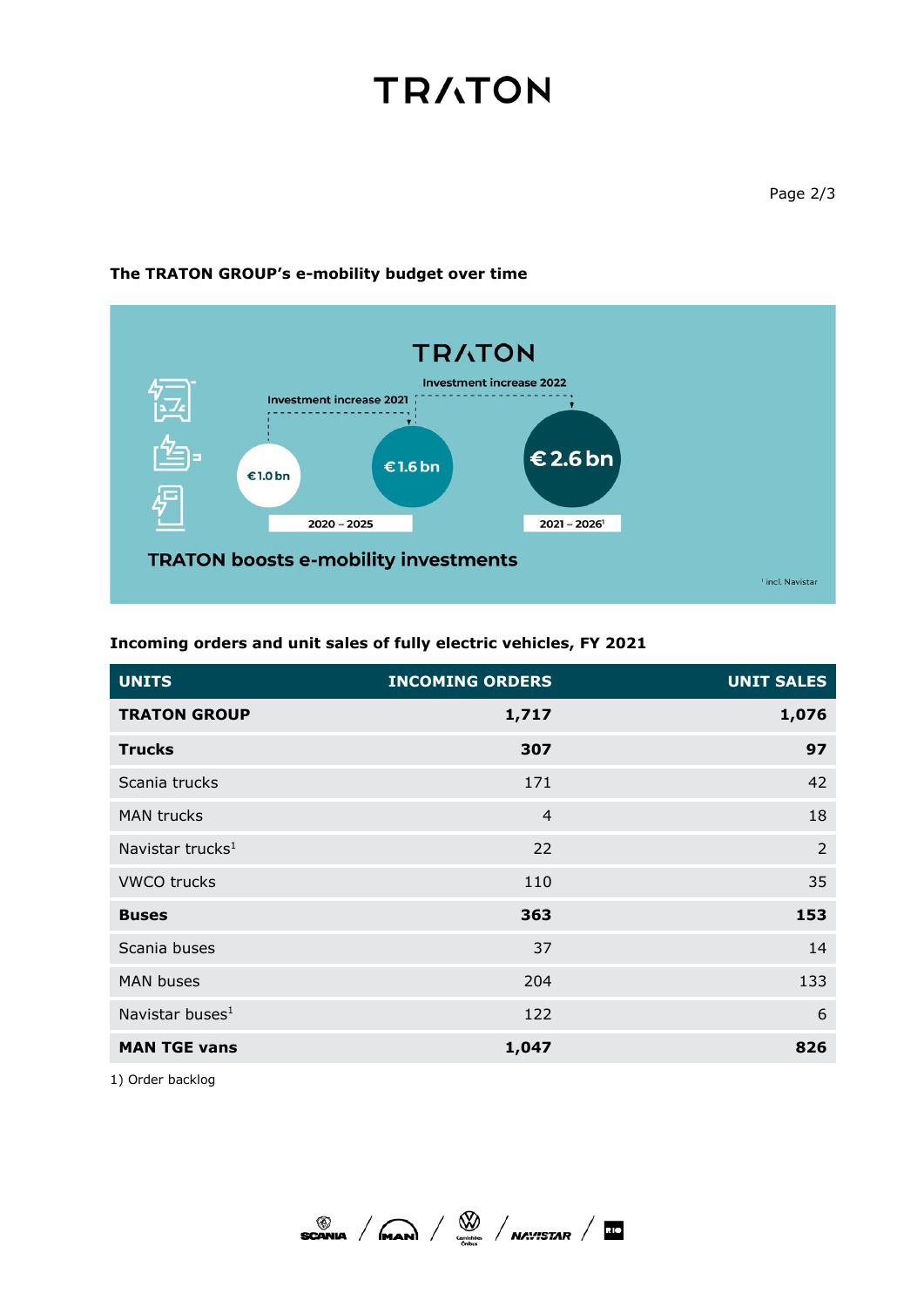**The TRATON GROUP's e-mobility budget over time**

TRATON

Investment increase 2021

Investment increase 2022

€1.0 bn

€1.6 bn

€ 2.6 bn

2020 – 2025

2021 – 2026[1]

TRATON boosts e-mobility investments

[1] incl. Navistar

**Incoming orders and unit sales of fully electric vehicles, FY 2021**

| UNITS | INCOMING ORDERS | UNIT SALES |
|---|---|---|
| **TRATON GROUP** | **1,717** | **1,076** |
| **Trucks** | **307** | **97** |
| Scania trucks | 171 | 42 |
| MAN trucks | 4 | 18 |
| Navistar trucks[1] | 22 | 2 |
| VWCO trucks | 110 | 35 |
| **Buses** | **363** | **153** |
| Scania buses | 37 | 14 |
| MAN buses | 204 | 133 |
| Navistar buses[1] | 122 | 6 |
| **MAN TGE vans** | **1,047** | **826** |

1) Order backlog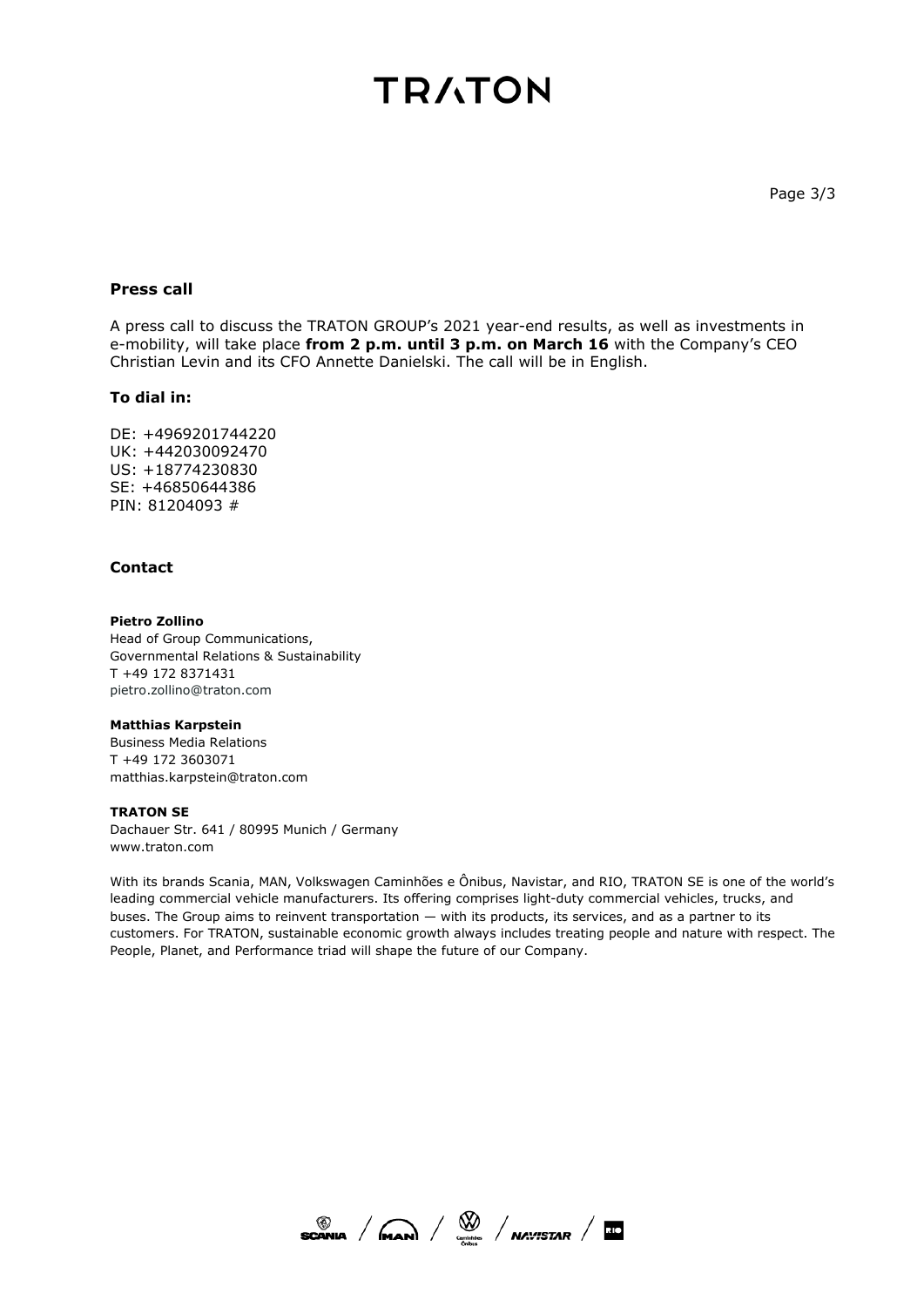## Press call

A press call to discuss the TRATON GROUP's 2021 year-end results, as well as investments in e-mobility, will take place **from 2 p.m. until 3 p.m. on March 16** with the Company's CEO Christian Levin and its CFO Annette Danielski. The call will be in English.

### To dial in:

DE: +4969201744220
UK: +442030092470
US: +18774230830
SE: +46850644386
PIN: 81204093 #

## Contact

**Pietro Zollino**
Head of Group Communications,
Governmental Relations & Sustainability
T +49 172 8371431
pietro.zollino@traton.com

**Matthias Karpstein**
Business Media Relations
T +49 172 3603071
matthias.karpstein@traton.com

**TRATON SE**
Dachauer Str. 641 / 80995 Munich / Germany
www.traton.com

With its brands Scania, MAN, Volkswagen Caminhões e Ônibus, Navistar, and RIO, TRATON SE is one of the world's leading commercial vehicle manufacturers. Its offering comprises light-duty commercial vehicles, trucks, and buses. The Group aims to reinvent transportation — with its products, its services, and as a partner to its customers. For TRATON, sustainable economic growth always includes treating people and nature with respect. The People, Planet, and Performance triad will shape the future of our Company.